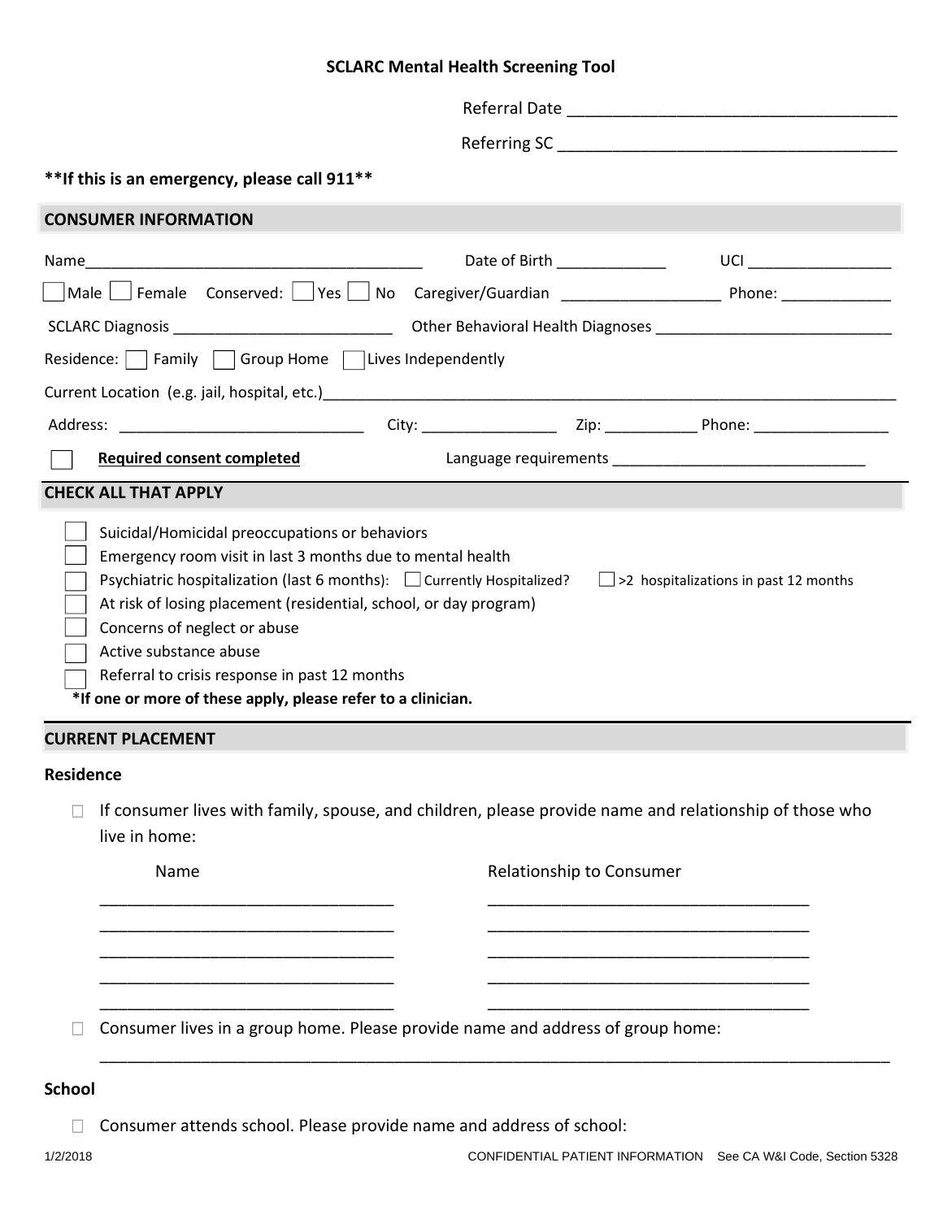# SCLARC Mental Health Screening Tool

Referral Date ___________________________________

Referring SC ____________________________________

**\*\*If this is an emergency, please call 911\*\***

## CONSUMER INFORMATION

Name_______________________________________ Date of Birth _____________ UCI _________________

☐ Male ☐ Female Conserved: ☐ Yes ☐ No Caregiver/Guardian ___________________ Phone: _____________

SCLARC Diagnosis __________________________ Other Behavioral Health Diagnoses ____________________________

Residence: ☐ Family ☐ Group Home ☐ Lives Independently

Current Location (e.g. jail, hospital, etc.)______________________________________________________________________

Address: _____________________________ City: ________________ Zip: ___________ Phone: ________________

☐ **Required consent completed** Language requirements ______________________________

## CHECK ALL THAT APPLY

- ☐ Suicidal/Homicidal preoccupations or behaviors
- ☐ Emergency room visit in last 3 months due to mental health
- ☐ Psychiatric hospitalization (last 6 months): ☐ Currently Hospitalized? ☐ >2 hospitalizations in past 12 months
- ☐ At risk of losing placement (residential, school, or day program)
- ☐ Concerns of neglect or abuse
- ☐ Active substance abuse
- ☐ Referral to crisis response in past 12 months

**\*If one or more of these apply, please refer to a clinician.**

## CURRENT PLACEMENT

### Residence

☐ If consumer lives with family, spouse, and children, please provide name and relationship of those who live in home:

| Name | Relationship to Consumer |
|---|---|
| ________________________________ | ___________________________________ |
| ________________________________ | ___________________________________ |
| ________________________________ | ___________________________________ |
| ________________________________ | ___________________________________ |
| ________________________________ | ___________________________________ |

☐ Consumer lives in a group home. Please provide name and address of group home:

_____________________________________________________________________________________

### School

☐ Consumer attends school. Please provide name and address of school: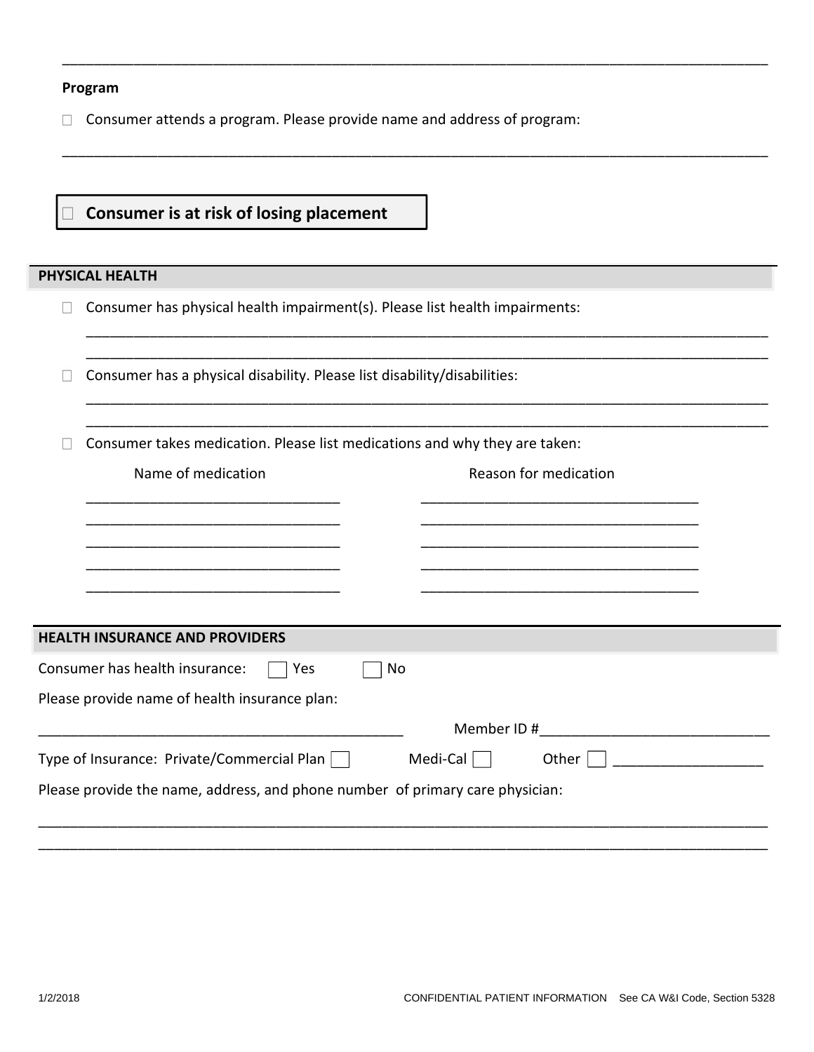_______________________________________________________________________________________

**Program**

☐ Consumer attends a program. Please provide name and address of program:

_______________________________________________________________________________________

☐ **Consumer is at risk of losing placement**

## PHYSICAL HEALTH

☐ Consumer has physical health impairment(s). Please list health impairments:

_______________________________________________________________________________________

_______________________________________________________________________________________

☐ Consumer has a physical disability. Please list disability/disabilities:

_______________________________________________________________________________________

_______________________________________________________________________________________

☐ Consumer takes medication. Please list medications and why they are taken:

| Name of medication | Reason for medication |
|---|---|
| ______________________________ | ______________________________ |
| ______________________________ | ______________________________ |
| ______________________________ | ______________________________ |
| ______________________________ | ______________________________ |
| ______________________________ | ______________________________ |

## HEALTH INSURANCE AND PROVIDERS

Consumer has health insurance: ☐ Yes ☐ No

Please provide name of health insurance plan:

_____________________________________________ Member ID #____________________________

Type of Insurance: Private/Commercial Plan ☐ Medi-Cal ☐ Other ☐ ___________________

Please provide the name, address, and phone number of primary care physician:

_______________________________________________________________________________________

_______________________________________________________________________________________

1/2/2018 CONFIDENTIAL PATIENT INFORMATION See CA W&I Code, Section 5328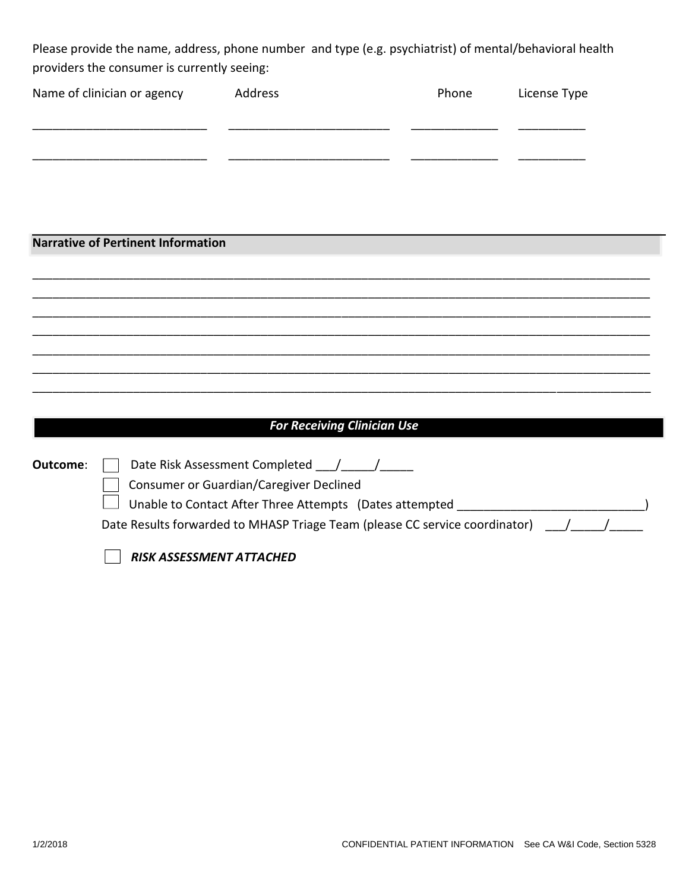Please provide the name, address, phone number and type (e.g. psychiatrist) of mental/behavioral health providers the consumer is currently seeing:

| Name of clinician or agency | Address | Phone | License Type |
|---|---|---|---|
| ___________________________ | ________________________ | _____________ | __________ |
| ___________________________ | ________________________ | _____________ | __________ |

**Narrative of Pertinent Information**

_______________________________________________________________________________________________
_______________________________________________________________________________________________
_______________________________________________________________________________________________
_______________________________________________________________________________________________
_______________________________________________________________________________________________
_______________________________________________________________________________________________
_______________________________________________________________________________________________

***For Receiving Clinician Use***

**Outcome**:
- ☐ Date Risk Assessment Completed ___/_____/_____
- ☐ Consumer or Guardian/Caregiver Declined
- ☐ Unable to Contact After Three Attempts (Dates attempted ____________________________)

Date Results forwarded to MHASP Triage Team (please CC service coordinator) ___/_____/_____

☐ ***RISK ASSESSMENT ATTACHED***

1/2/2018

CONFIDENTIAL PATIENT INFORMATION See CA W&I Code, Section 5328